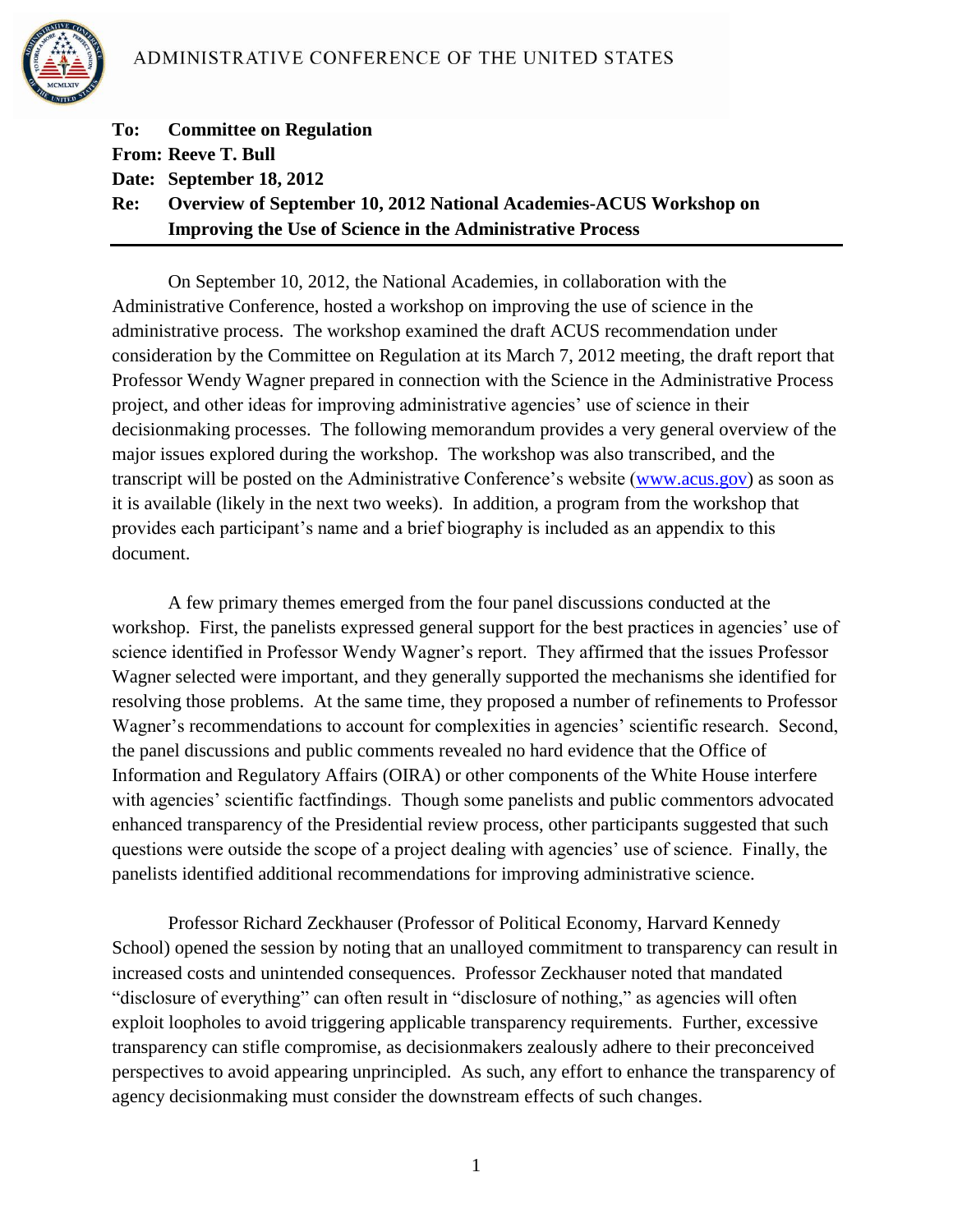ADMINISTRATIVE CONFERENCE OF THE UNITED STATES

**To: Committee on Regulation**
**From: Reeve T. Bull**
**Date: September 18, 2012**
**Re: Overview of September 10, 2012 National Academies-ACUS Workshop on Improving the Use of Science in the Administrative Process**

---

On September 10, 2012, the National Academies, in collaboration with the Administrative Conference, hosted a workshop on improving the use of science in the administrative process. The workshop examined the draft ACUS recommendation under consideration by the Committee on Regulation at its March 7, 2012 meeting, the draft report that Professor Wendy Wagner prepared in connection with the Science in the Administrative Process project, and other ideas for improving administrative agencies' use of science in their decisionmaking processes. The following memorandum provides a very general overview of the major issues explored during the workshop. The workshop was also transcribed, and the transcript will be posted on the Administrative Conference's website (www.acus.gov) as soon as it is available (likely in the next two weeks). In addition, a program from the workshop that provides each participant's name and a brief biography is included as an appendix to this document.

A few primary themes emerged from the four panel discussions conducted at the workshop. First, the panelists expressed general support for the best practices in agencies' use of science identified in Professor Wendy Wagner's report. They affirmed that the issues Professor Wagner selected were important, and they generally supported the mechanisms she identified for resolving those problems. At the same time, they proposed a number of refinements to Professor Wagner's recommendations to account for complexities in agencies' scientific research. Second, the panel discussions and public comments revealed no hard evidence that the Office of Information and Regulatory Affairs (OIRA) or other components of the White House interfere with agencies' scientific factfindings. Though some panelists and public commentors advocated enhanced transparency of the Presidential review process, other participants suggested that such questions were outside the scope of a project dealing with agencies' use of science. Finally, the panelists identified additional recommendations for improving administrative science.

Professor Richard Zeckhauser (Professor of Political Economy, Harvard Kennedy School) opened the session by noting that an unalloyed commitment to transparency can result in increased costs and unintended consequences. Professor Zeckhauser noted that mandated "disclosure of everything" can often result in "disclosure of nothing," as agencies will often exploit loopholes to avoid triggering applicable transparency requirements. Further, excessive transparency can stifle compromise, as decisionmakers zealously adhere to their preconceived perspectives to avoid appearing unprincipled. As such, any effort to enhance the transparency of agency decisionmaking must consider the downstream effects of such changes.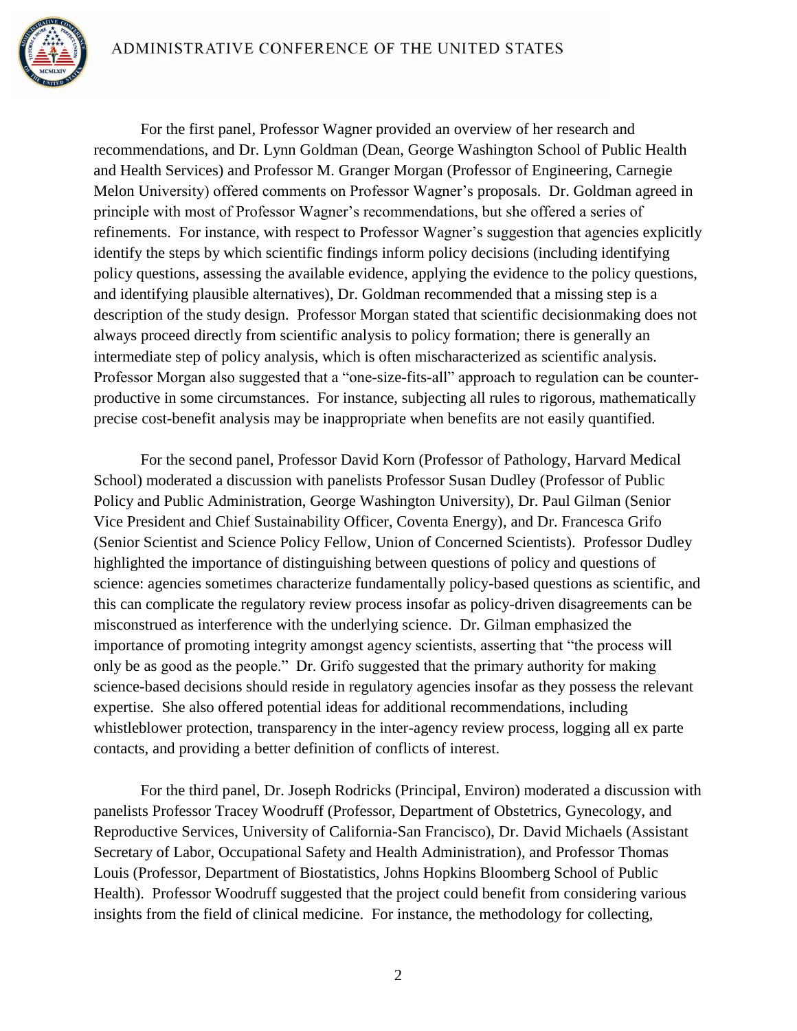For the first panel, Professor Wagner provided an overview of her research and recommendations, and Dr. Lynn Goldman (Dean, George Washington School of Public Health and Health Services) and Professor M. Granger Morgan (Professor of Engineering, Carnegie Melon University) offered comments on Professor Wagner's proposals. Dr. Goldman agreed in principle with most of Professor Wagner's recommendations, but she offered a series of refinements. For instance, with respect to Professor Wagner's suggestion that agencies explicitly identify the steps by which scientific findings inform policy decisions (including identifying policy questions, assessing the available evidence, applying the evidence to the policy questions, and identifying plausible alternatives), Dr. Goldman recommended that a missing step is a description of the study design. Professor Morgan stated that scientific decisionmaking does not always proceed directly from scientific analysis to policy formation; there is generally an intermediate step of policy analysis, which is often mischaracterized as scientific analysis. Professor Morgan also suggested that a "one-size-fits-all" approach to regulation can be counter-productive in some circumstances. For instance, subjecting all rules to rigorous, mathematically precise cost-benefit analysis may be inappropriate when benefits are not easily quantified.

For the second panel, Professor David Korn (Professor of Pathology, Harvard Medical School) moderated a discussion with panelists Professor Susan Dudley (Professor of Public Policy and Public Administration, George Washington University), Dr. Paul Gilman (Senior Vice President and Chief Sustainability Officer, Coventa Energy), and Dr. Francesca Grifo (Senior Scientist and Science Policy Fellow, Union of Concerned Scientists). Professor Dudley highlighted the importance of distinguishing between questions of policy and questions of science: agencies sometimes characterize fundamentally policy-based questions as scientific, and this can complicate the regulatory review process insofar as policy-driven disagreements can be misconstrued as interference with the underlying science. Dr. Gilman emphasized the importance of promoting integrity amongst agency scientists, asserting that "the process will only be as good as the people." Dr. Grifo suggested that the primary authority for making science-based decisions should reside in regulatory agencies insofar as they possess the relevant expertise. She also offered potential ideas for additional recommendations, including whistleblower protection, transparency in the inter-agency review process, logging all ex parte contacts, and providing a better definition of conflicts of interest.

For the third panel, Dr. Joseph Rodricks (Principal, Environ) moderated a discussion with panelists Professor Tracey Woodruff (Professor, Department of Obstetrics, Gynecology, and Reproductive Services, University of California-San Francisco), Dr. David Michaels (Assistant Secretary of Labor, Occupational Safety and Health Administration), and Professor Thomas Louis (Professor, Department of Biostatistics, Johns Hopkins Bloomberg School of Public Health). Professor Woodruff suggested that the project could benefit from considering various insights from the field of clinical medicine. For instance, the methodology for collecting,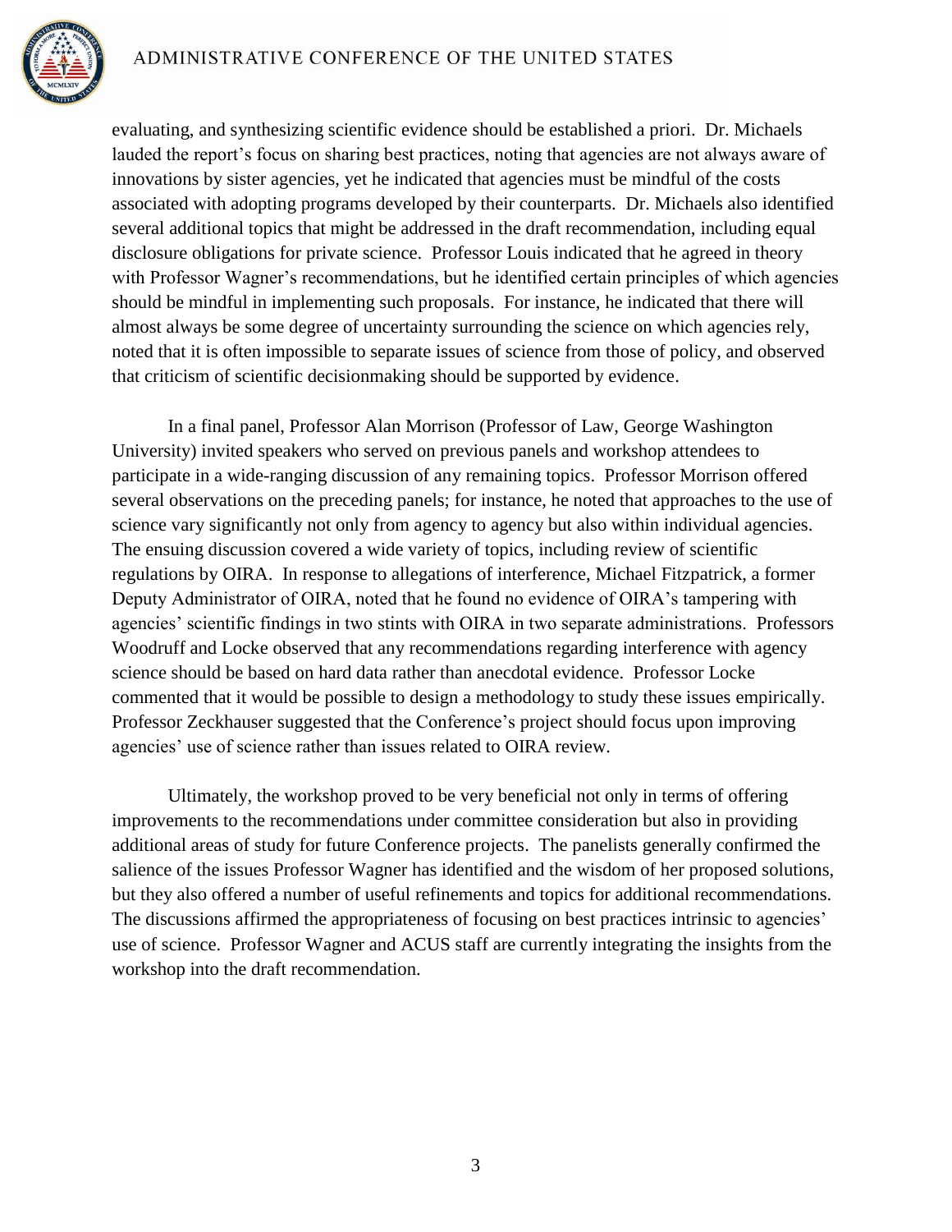evaluating, and synthesizing scientific evidence should be established a priori. Dr. Michaels lauded the report's focus on sharing best practices, noting that agencies are not always aware of innovations by sister agencies, yet he indicated that agencies must be mindful of the costs associated with adopting programs developed by their counterparts. Dr. Michaels also identified several additional topics that might be addressed in the draft recommendation, including equal disclosure obligations for private science. Professor Louis indicated that he agreed in theory with Professor Wagner's recommendations, but he identified certain principles of which agencies should be mindful in implementing such proposals. For instance, he indicated that there will almost always be some degree of uncertainty surrounding the science on which agencies rely, noted that it is often impossible to separate issues of science from those of policy, and observed that criticism of scientific decisionmaking should be supported by evidence.

In a final panel, Professor Alan Morrison (Professor of Law, George Washington University) invited speakers who served on previous panels and workshop attendees to participate in a wide-ranging discussion of any remaining topics. Professor Morrison offered several observations on the preceding panels; for instance, he noted that approaches to the use of science vary significantly not only from agency to agency but also within individual agencies. The ensuing discussion covered a wide variety of topics, including review of scientific regulations by OIRA. In response to allegations of interference, Michael Fitzpatrick, a former Deputy Administrator of OIRA, noted that he found no evidence of OIRA's tampering with agencies' scientific findings in two stints with OIRA in two separate administrations. Professors Woodruff and Locke observed that any recommendations regarding interference with agency science should be based on hard data rather than anecdotal evidence. Professor Locke commented that it would be possible to design a methodology to study these issues empirically. Professor Zeckhauser suggested that the Conference's project should focus upon improving agencies' use of science rather than issues related to OIRA review.

Ultimately, the workshop proved to be very beneficial not only in terms of offering improvements to the recommendations under committee consideration but also in providing additional areas of study for future Conference projects. The panelists generally confirmed the salience of the issues Professor Wagner has identified and the wisdom of her proposed solutions, but they also offered a number of useful refinements and topics for additional recommendations. The discussions affirmed the appropriateness of focusing on best practices intrinsic to agencies' use of science. Professor Wagner and ACUS staff are currently integrating the insights from the workshop into the draft recommendation.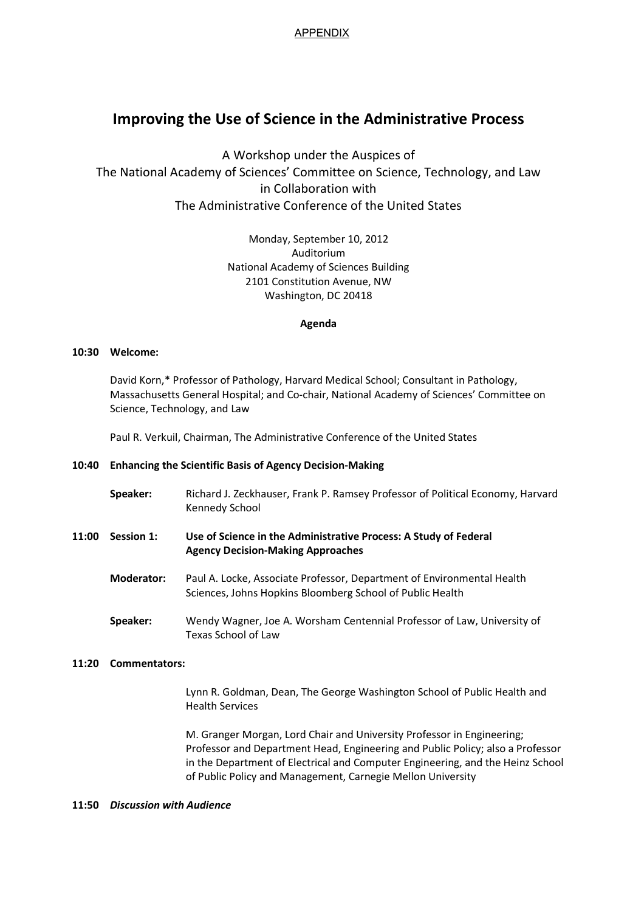APPENDIX

# Improving the Use of Science in the Administrative Process

A Workshop under the Auspices of
The National Academy of Sciences' Committee on Science, Technology, and Law
in Collaboration with
The Administrative Conference of the United States

Monday, September 10, 2012
Auditorium
National Academy of Sciences Building
2101 Constitution Avenue, NW
Washington, DC 20418

**Agenda**

**10:30 Welcome:**

David Korn,* Professor of Pathology, Harvard Medical School; Consultant in Pathology, Massachusetts General Hospital; and Co-chair, National Academy of Sciences' Committee on Science, Technology, and Law

Paul R. Verkuil, Chairman, The Administrative Conference of the United States

**10:40 Enhancing the Scientific Basis of Agency Decision-Making**

**Speaker:** Richard J. Zeckhauser, Frank P. Ramsey Professor of Political Economy, Harvard Kennedy School

**11:00 Session 1: Use of Science in the Administrative Process: A Study of Federal Agency Decision-Making Approaches**

**Moderator:** Paul A. Locke, Associate Professor, Department of Environmental Health Sciences, Johns Hopkins Bloomberg School of Public Health

**Speaker:** Wendy Wagner, Joe A. Worsham Centennial Professor of Law, University of Texas School of Law

**11:20 Commentators:**

Lynn R. Goldman, Dean, The George Washington School of Public Health and Health Services

M. Granger Morgan, Lord Chair and University Professor in Engineering; Professor and Department Head, Engineering and Public Policy; also a Professor in the Department of Electrical and Computer Engineering, and the Heinz School of Public Policy and Management, Carnegie Mellon University

**11:50 *Discussion with Audience***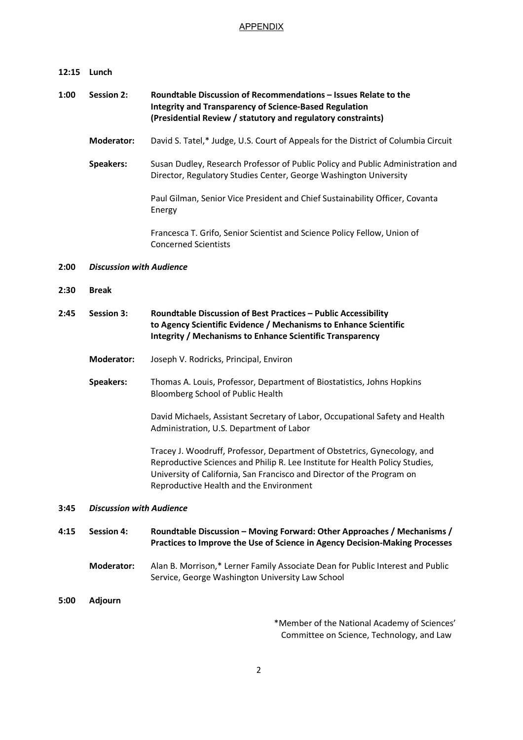APPENDIX

**12:15 Lunch**

**1:00 Session 2: Roundtable Discussion of Recommendations – Issues Relate to the Integrity and Transparency of Science-Based Regulation (Presidential Review / statutory and regulatory constraints)**

**Moderator:** David S. Tatel,* Judge, U.S. Court of Appeals for the District of Columbia Circuit

**Speakers:** Susan Dudley, Research Professor of Public Policy and Public Administration and Director, Regulatory Studies Center, George Washington University

Paul Gilman, Senior Vice President and Chief Sustainability Officer, Covanta Energy

Francesca T. Grifo, Senior Scientist and Science Policy Fellow, Union of Concerned Scientists

**2:00 *Discussion with Audience***

**2:30 Break**

**2:45 Session 3: Roundtable Discussion of Best Practices – Public Accessibility to Agency Scientific Evidence / Mechanisms to Enhance Scientific Integrity / Mechanisms to Enhance Scientific Transparency**

**Moderator:** Joseph V. Rodricks, Principal, Environ

**Speakers:** Thomas A. Louis, Professor, Department of Biostatistics, Johns Hopkins Bloomberg School of Public Health

David Michaels, Assistant Secretary of Labor, Occupational Safety and Health Administration, U.S. Department of Labor

Tracey J. Woodruff, Professor, Department of Obstetrics, Gynecology, and Reproductive Sciences and Philip R. Lee Institute for Health Policy Studies, University of California, San Francisco and Director of the Program on Reproductive Health and the Environment

**3:45 *Discussion with Audience***

**4:15 Session 4: Roundtable Discussion – Moving Forward: Other Approaches / Mechanisms / Practices to Improve the Use of Science in Agency Decision-Making Processes**

**Moderator:** Alan B. Morrison,* Lerner Family Associate Dean for Public Interest and Public Service, George Washington University Law School

**5:00 Adjourn**

*Member of the National Academy of Sciences' Committee on Science, Technology, and Law